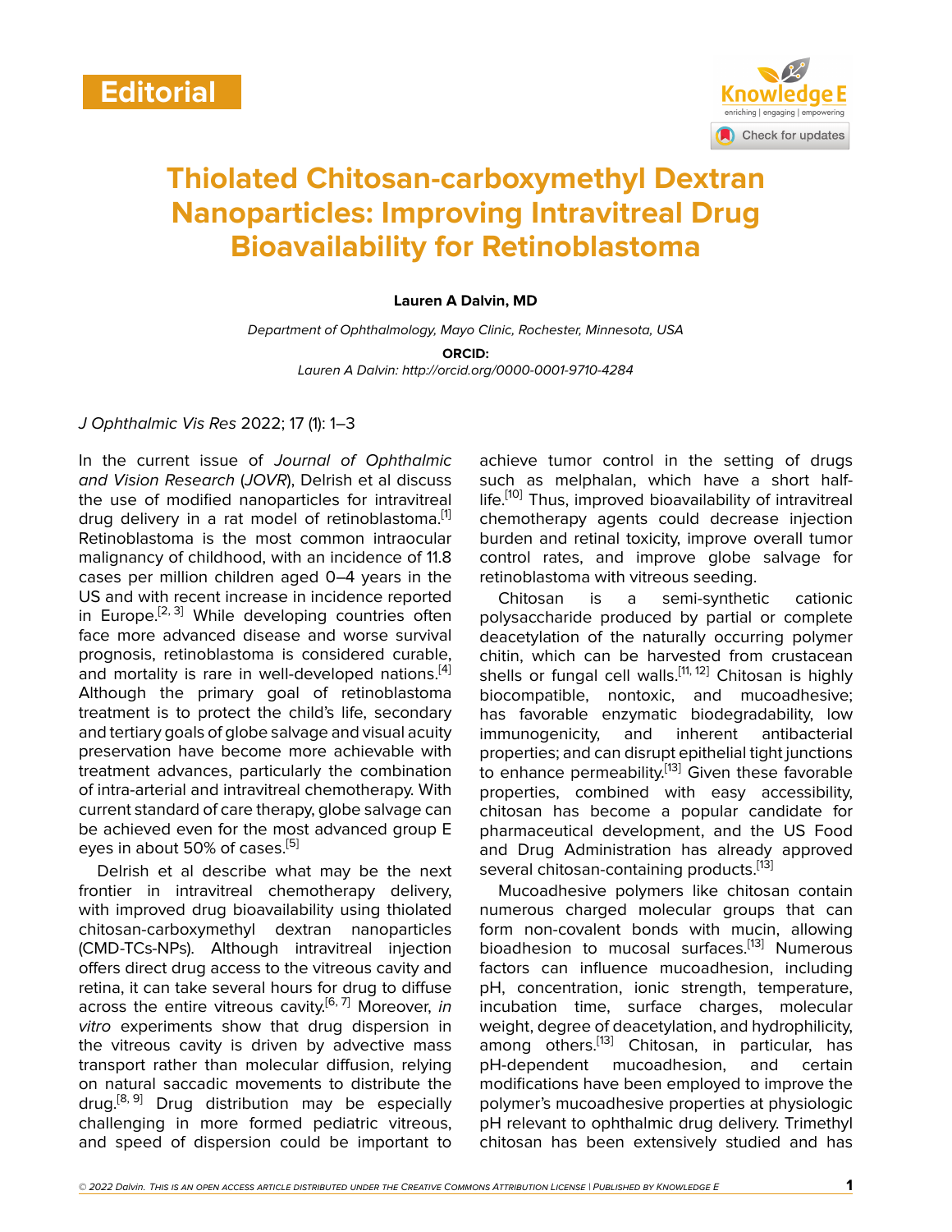Editorial

# Thiolated Chitosan-carboxymethyl Dextran Nanoparticles: Improving Intravitreal Drug Bioavailability for Retinoblastoma

**Lauren A Dalvin, MD**

*Department of Ophthalmology, Mayo Clinic, Rochester, Minnesota, USA*

**ORCID:**

*Lauren A Dalvin: http://orcid.org/0000-0001-9710-4284*

*J Ophthalmic Vis Res* 2022; 17 (1): 1–3

In the current issue of *Journal of Ophthalmic and Vision Research* (*JOVR*), Delrish et al discuss the use of modified nanoparticles for intravitreal drug delivery in a rat model of retinoblastoma.[1] Retinoblastoma is the most common intraocular malignancy of childhood, with an incidence of 11.8 cases per million children aged 0–4 years in the US and with recent increase in incidence reported in Europe.[2, 3] While developing countries often face more advanced disease and worse survival prognosis, retinoblastoma is considered curable, and mortality is rare in well-developed nations.[4] Although the primary goal of retinoblastoma treatment is to protect the child's life, secondary and tertiary goals of globe salvage and visual acuity preservation have become more achievable with treatment advances, particularly the combination of intra-arterial and intravitreal chemotherapy. With current standard of care therapy, globe salvage can be achieved even for the most advanced group E eyes in about 50% of cases.[5]

Delrish et al describe what may be the next frontier in intravitreal chemotherapy delivery, with improved drug bioavailability using thiolated chitosan-carboxymethyl dextran nanoparticles (CMD-TCs-NPs). Although intravitreal injection offers direct drug access to the vitreous cavity and retina, it can take several hours for drug to diffuse across the entire vitreous cavity.[6, 7] Moreover, *in vitro* experiments show that drug dispersion in the vitreous cavity is driven by advective mass transport rather than molecular diffusion, relying on natural saccadic movements to distribute the drug.[8, 9] Drug distribution may be especially challenging in more formed pediatric vitreous, and speed of dispersion could be important to achieve tumor control in the setting of drugs such as melphalan, which have a short half-life.[10] Thus, improved bioavailability of intravitreal chemotherapy agents could decrease injection burden and retinal toxicity, improve overall tumor control rates, and improve globe salvage for retinoblastoma with vitreous seeding.

Chitosan is a semi-synthetic cationic polysaccharide produced by partial or complete deacetylation of the naturally occurring polymer chitin, which can be harvested from crustacean shells or fungal cell walls.[11, 12] Chitosan is highly biocompatible, nontoxic, and mucoadhesive; has favorable enzymatic biodegradability, low immunogenicity, and inherent antibacterial properties; and can disrupt epithelial tight junctions to enhance permeability.[13] Given these favorable properties, combined with easy accessibility, chitosan has become a popular candidate for pharmaceutical development, and the US Food and Drug Administration has already approved several chitosan-containing products.[13]

Mucoadhesive polymers like chitosan contain numerous charged molecular groups that can form non-covalent bonds with mucin, allowing bioadhesion to mucosal surfaces.[13] Numerous factors can influence mucoadhesion, including pH, concentration, ionic strength, temperature, incubation time, surface charges, molecular weight, degree of deacetylation, and hydrophilicity, among others.[13] Chitosan, in particular, has pH-dependent mucoadhesion, and certain modifications have been employed to improve the polymer's mucoadhesive properties at physiologic pH relevant to ophthalmic drug delivery. Trimethyl chitosan has been extensively studied and has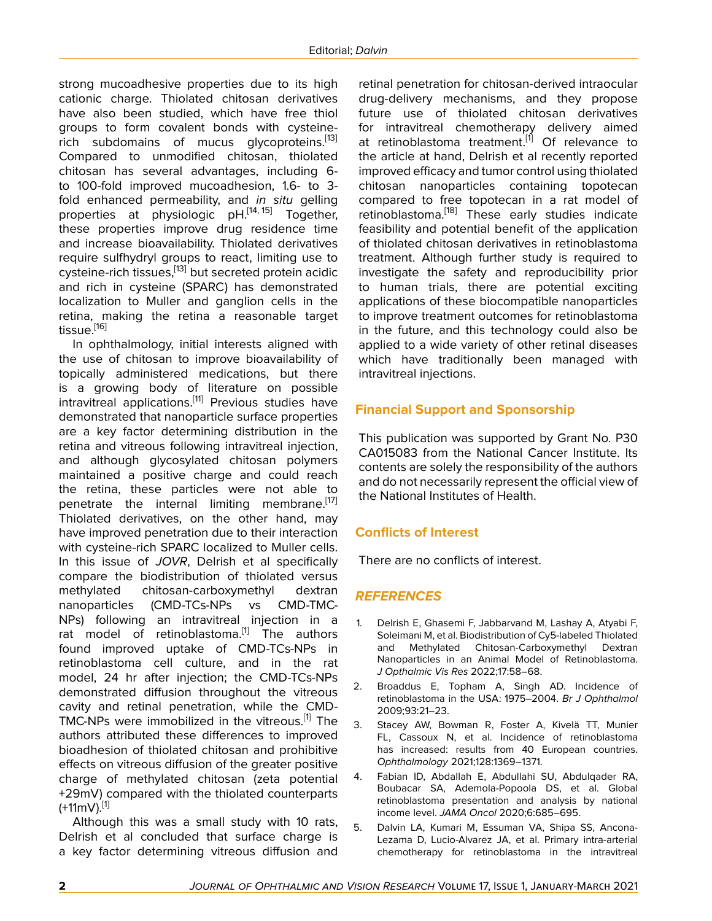strong mucoadhesive properties due to its high cationic charge. Thiolated chitosan derivatives have also been studied, which have free thiol groups to form covalent bonds with cysteine-rich subdomains of mucus glycoproteins.[13] Compared to unmodified chitosan, thiolated chitosan has several advantages, including 6- to 100-fold improved mucoadhesion, 1.6- to 3-fold enhanced permeability, and *in situ* gelling properties at physiologic pH.[14, 15] Together, these properties improve drug residence time and increase bioavailability. Thiolated derivatives require sulfhydryl groups to react, limiting use to cysteine-rich tissues,[13] but secreted protein acidic and rich in cysteine (SPARC) has demonstrated localization to Muller and ganglion cells in the retina, making the retina a reasonable target tissue.[16]

In ophthalmology, initial interests aligned with the use of chitosan to improve bioavailability of topically administered medications, but there is a growing body of literature on possible intravitreal applications.[11] Previous studies have demonstrated that nanoparticle surface properties are a key factor determining distribution in the retina and vitreous following intravitreal injection, and although glycosylated chitosan polymers maintained a positive charge and could reach the retina, these particles were not able to penetrate the internal limiting membrane.[17] Thiolated derivatives, on the other hand, may have improved penetration due to their interaction with cysteine-rich SPARC localized to Muller cells. In this issue of *JOVR*, Delrish et al specifically compare the biodistribution of thiolated versus methylated chitosan-carboxymethyl dextran nanoparticles (CMD-TCs-NPs vs CMD-TMC-NPs) following an intravitreal injection in a rat model of retinoblastoma.[1] The authors found improved uptake of CMD-TCs-NPs in retinoblastoma cell culture, and in the rat model, 24 hr after injection; the CMD-TCs-NPs demonstrated diffusion throughout the vitreous cavity and retinal penetration, while the CMD-TMC-NPs were immobilized in the vitreous.[1] The authors attributed these differences to improved bioadhesion of thiolated chitosan and prohibitive effects on vitreous diffusion of the greater positive charge of methylated chitosan (zeta potential +29mV) compared with the thiolated counterparts (+11mV).[1]

Although this was a small study with 10 rats, Delrish et al concluded that surface charge is a key factor determining vitreous diffusion and retinal penetration for chitosan-derived intraocular drug-delivery mechanisms, and they propose future use of thiolated chitosan derivatives for intravitreal chemotherapy delivery aimed at retinoblastoma treatment.[1] Of relevance to the article at hand, Delrish et al recently reported improved efficacy and tumor control using thiolated chitosan nanoparticles containing topotecan compared to free topotecan in a rat model of retinoblastoma.[18] These early studies indicate feasibility and potential benefit of the application of thiolated chitosan derivatives in retinoblastoma treatment. Although further study is required to investigate the safety and reproducibility prior to human trials, there are potential exciting applications of these biocompatible nanoparticles to improve treatment outcomes for retinoblastoma in the future, and this technology could also be applied to a wide variety of other retinal diseases which have traditionally been managed with intravitreal injections.

## Financial Support and Sponsorship

This publication was supported by Grant No. P30 CA015083 from the National Cancer Institute. Its contents are solely the responsibility of the authors and do not necessarily represent the official view of the National Institutes of Health.

## Conflicts of Interest

There are no conflicts of interest.

## *REFERENCES*

1. Delrish E, Ghasemi F, Jabbarvand M, Lashay A, Atyabi F, Soleimani M, et al. Biodistribution of Cy5-labeled Thiolated and Methylated Chitosan-Carboxymethyl Dextran Nanoparticles in an Animal Model of Retinoblastoma. *J Opthalmic Vis Res* 2022;17:58–68.
2. Broaddus E, Topham A, Singh AD. Incidence of retinoblastoma in the USA: 1975–2004. *Br J Ophthalmol* 2009;93:21–23.
3. Stacey AW, Bowman R, Foster A, Kivelä TT, Munier FL, Cassoux N, et al. Incidence of retinoblastoma has increased: results from 40 European countries. *Ophthalmology* 2021;128:1369–1371.
4. Fabian ID, Abdallah E, Abdullahi SU, Abdulqader RA, Boubacar SA, Ademola-Popoola DS, et al. Global retinoblastoma presentation and analysis by national income level. *JAMA Oncol* 2020;6:685–695.
5. Dalvin LA, Kumari M, Essuman VA, Shipa SS, Ancona-Lezama D, Lucio-Alvarez JA, et al. Primary intra-arterial chemotherapy for retinoblastoma in the intravitreal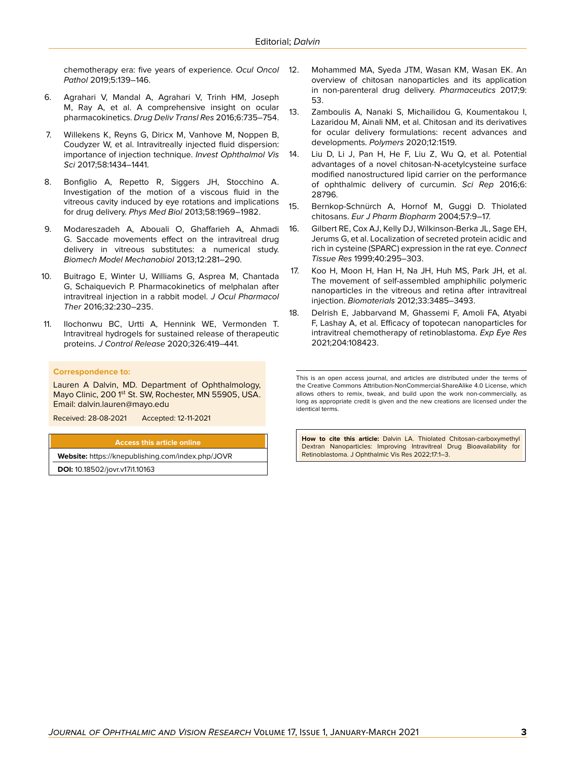chemotherapy era: five years of experience. *Ocul Oncol Pathol* 2019;5:139–146.

6. Agrahari V, Mandal A, Agrahari V, Trinh HM, Joseph M, Ray A, et al. A comprehensive insight on ocular pharmacokinetics. *Drug Deliv Transl Res* 2016;6:735–754.

7. Willekens K, Reyns G, Diricx M, Vanhove M, Noppen B, Coudyzer W, et al. Intravitreally injected fluid dispersion: importance of injection technique. *Invest Ophthalmol Vis Sci* 2017;58:1434–1441.

8. Bonfiglio A, Repetto R, Siggers JH, Stocchino A. Investigation of the motion of a viscous fluid in the vitreous cavity induced by eye rotations and implications for drug delivery. *Phys Med Biol* 2013;58:1969–1982.

9. Modareszadeh A, Abouali O, Ghaffarieh A, Ahmadi G. Saccade movements effect on the intravitreal drug delivery in vitreous substitutes: a numerical study. *Biomech Model Mechanobiol* 2013;12:281–290.

10. Buitrago E, Winter U, Williams G, Asprea M, Chantada G, Schaiquevich P. Pharmacokinetics of melphalan after intravitreal injection in a rabbit model. *J Ocul Pharmacol Ther* 2016;32:230–235.

11. Ilochonwu BC, Urtti A, Hennink WE, Vermonden T. Intravitreal hydrogels for sustained release of therapeutic proteins. *J Control Release* 2020;326:419–441.

12. Mohammed MA, Syeda JTM, Wasan KM, Wasan EK. An overview of chitosan nanoparticles and its application in non-parenteral drug delivery. *Pharmaceutics* 2017;9:53.

13. Zamboulis A, Nanaki S, Michailidou G, Koumentakou I, Lazaridou M, Ainali NM, et al. Chitosan and its derivatives for ocular delivery formulations: recent advances and developments. *Polymers* 2020;12:1519.

14. Liu D, Li J, Pan H, He F, Liu Z, Wu Q, et al. Potential advantages of a novel chitosan-N-acetylcysteine surface modified nanostructured lipid carrier on the performance of ophthalmic delivery of curcumin. *Sci Rep* 2016;6:28796.

15. Bernkop-Schnürch A, Hornof M, Guggi D. Thiolated chitosans. *Eur J Pharm Biopharm* 2004;57:9–17.

16. Gilbert RE, Cox AJ, Kelly DJ, Wilkinson-Berka JL, Sage EH, Jerums G, et al. Localization of secreted protein acidic and rich in cysteine (SPARC) expression in the rat eye. *Connect Tissue Res* 1999;40:295–303.

17. Koo H, Moon H, Han H, Na JH, Huh MS, Park JH, et al. The movement of self-assembled amphiphilic polymeric nanoparticles in the vitreous and retina after intravitreal injection. *Biomaterials* 2012;33:3485–3493.

18. Delrish E, Jabbarvand M, Ghassemi F, Amoli FA, Atyabi F, Lashay A, et al. Efficacy of topotecan nanoparticles for intravitreal chemotherapy of retinoblastoma. *Exp Eye Res* 2021;204:108423.

**Correspondence to:**

Lauren A Dalvin, MD. Department of Ophthalmology, Mayo Clinic, 200 1st St. SW, Rochester, MN 55905, USA.
Email: dalvin.lauren@mayo.edu

Received: 28-08-2021 Accepted: 12-11-2021

**Access this article online**

**Website:** https://knepublishing.com/index.php/JOVR

**DOI:** 10.18502/jovr.v17i1.10163

This is an open access journal, and articles are distributed under the terms of the Creative Commons Attribution-NonCommercial-ShareAlike 4.0 License, which allows others to remix, tweak, and build upon the work non-commercially, as long as appropriate credit is given and the new creations are licensed under the identical terms.

**How to cite this article:** Dalvin LA. Thiolated Chitosan-carboxymethyl Dextran Nanoparticles: Improving Intravitreal Drug Bioavailability for Retinoblastoma. J Ophthalmic Vis Res 2022;17:1–3.